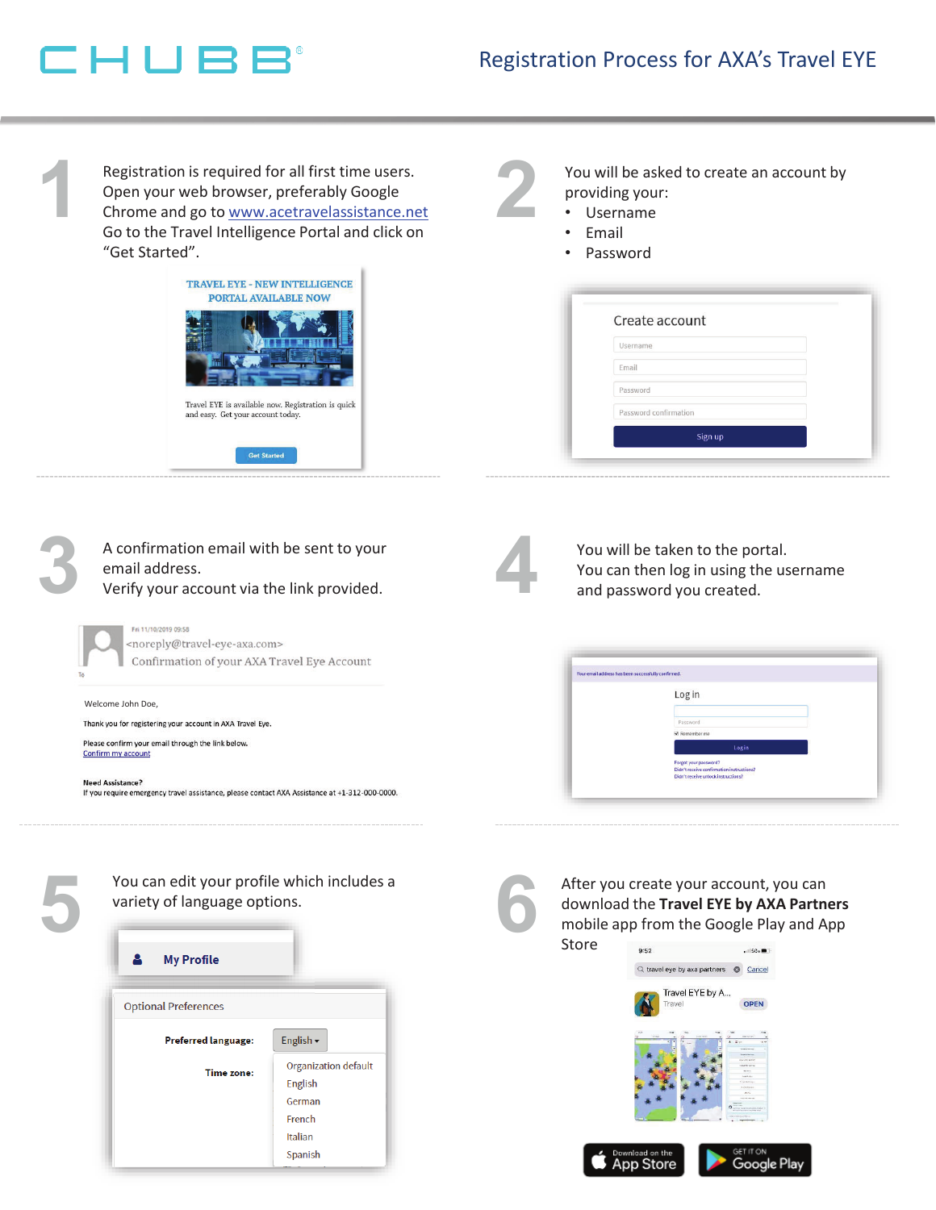CHUBB®

# Registration Process for AXA's Travel EYE

## 1

Registration is required for all first time users. Open your web browser, preferably Google Chrome and go to [www.acetravelassistance.net](http://www.acetravelassistance.net) Go to the Travel Intelligence Portal and click on "Get Started".

TRAVEL EYE - NEW INTELLIGENCE PORTAL AVAILABLE NOW

Travel EYE is available now. Registration is quick and easy. Get your account today.

Get Started

## 2

You will be asked to create an account by providing your:

- Username
- Email
- Password

Create account

Username

Email

Password

Password confirmation

Sign up

## 3

A confirmation email with be sent to your email address.
Verify your account via the link provided.

Fri 11/10/2019 09:58
<noreply@travel-eye-axa.com>
Confirmation of your AXA Travel Eye Account
To

Welcome John Doe,

Thank you for registering your account in AXA Travel Eye.

Please confirm your email through the link below.
Confirm my account

**Need Assistance?**
If you require emergency travel assistance, please contact AXA Assistance at +1-312-000-0000.

## 4

You will be taken to the portal.
You can then log in using the username and password you created.

Your email address has been successfully confirmed.

Log in

Password

Remember me

Log in

Forgot your password?
Didn't receive confirmation instructions?
Didn't receive unlock instructions?

## 5

You can edit your profile which includes a variety of language options.

My Profile

Optional Preferences

Preferred language: English

Time zone:

Organization default
English
German
French
Italian
Spanish

## 6

After you create your account, you can download the **Travel EYE by AXA Partners** mobile app from the Google Play and App Store

travel eye by axa partners Cancel

Travel EYE by A...
Travel
OPEN

Download on the App Store

GET IT ON Google Play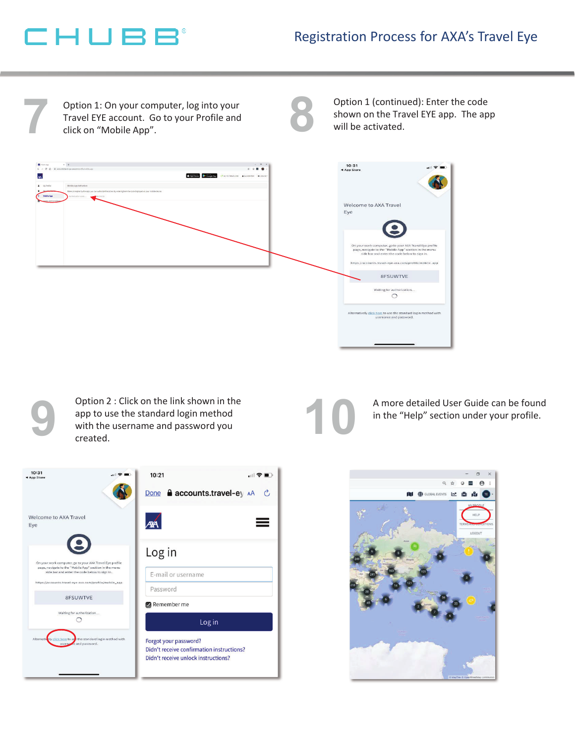# Registration Process for AXA's Travel Eye

**7** Option 1: On your computer, log into your Travel EYE account. Go to your Profile and click on "Mobile App".

**8** Option 1 (continued): Enter the code shown on the Travel EYE app. The app will be activated.

**9** Option 2 : Click on the link shown in the app to use the standard login method with the username and password you created.

**10** A more detailed User Guide can be found in the "Help" section under your profile.